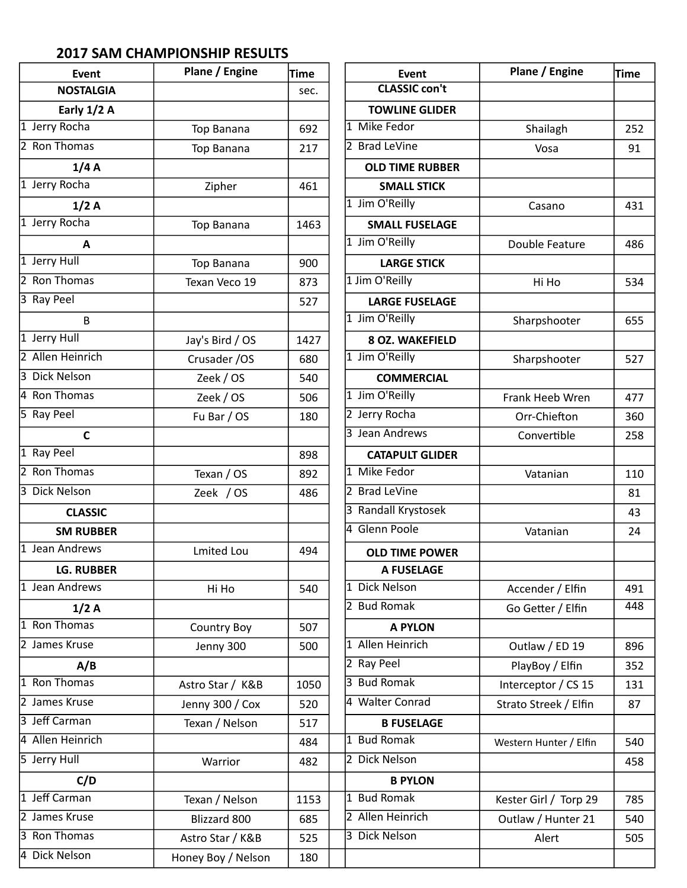## 2017 SAM CHAMPIONSHIP RESULTS

| Event | Plane / Engine | Time |
|---|---|---|
| **NOSTALGIA** | | sec. |
| **Early 1/2 A** | | |
| 1 Jerry Rocha | Top Banana | 692 |
| 2 Ron Thomas | Top Banana | 217 |
| **1/4 A** | | |
| 1 Jerry Rocha | Zipher | 461 |
| **1/2 A** | | |
| 1 Jerry Rocha | Top Banana | 1463 |
| **A** | | |
| 1 Jerry Hull | Top Banana | 900 |
| 2 Ron Thomas | Texan Veco 19 | 873 |
| 3 Ray Peel | | 527 |
| B | | |
| 1 Jerry Hull | Jay's Bird / OS | 1427 |
| 2 Allen Heinrich | Crusader /OS | 680 |
| 3 Dick Nelson | Zeek / OS | 540 |
| 4 Ron Thomas | Zeek / OS | 506 |
| 5 Ray Peel | Fu Bar / OS | 180 |
| **C** | | |
| 1 Ray Peel | | 898 |
| 2 Ron Thomas | Texan / OS | 892 |
| 3 Dick Nelson | Zeek / OS | 486 |
| **CLASSIC** | | |
| **SM RUBBER** | | |
| 1 Jean Andrews | Lmited Lou | 494 |
| **LG. RUBBER** | | |
| 1 Jean Andrews | Hi Ho | 540 |
| **1/2 A** | | |
| 1 Ron Thomas | Country Boy | 507 |
| 2 James Kruse | Jenny 300 | 500 |
| **A/B** | | |
| 1 Ron Thomas | Astro Star / K&B | 1050 |
| 2 James Kruse | Jenny 300 / Cox | 520 |
| 3 Jeff Carman | Texan / Nelson | 517 |
| 4 Allen Heinrich | | 484 |
| 5 Jerry Hull | Warrior | 482 |
| **C/D** | | |
| 1 Jeff Carman | Texan / Nelson | 1153 |
| 2 James Kruse | Blizzard 800 | 685 |
| 3 Ron Thomas | Astro Star / K&B | 525 |
| 4 Dick Nelson | Honey Boy / Nelson | 180 |

| Event | Plane / Engine | Time |
|---|---|---|
| **CLASSIC con't** | | |
| **TOWLINE GLIDER** | | |
| 1 Mike Fedor | Shailagh | 252 |
| 2 Brad LeVine | Vosa | 91 |
| **OLD TIME RUBBER** | | |
| **SMALL STICK** | | |
| 1 Jim O'Reilly | Casano | 431 |
| **SMALL FUSELAGE** | | |
| 1 Jim O'Reilly | Double Feature | 486 |
| **LARGE STICK** | | |
| 1 Jim O'Reilly | Hi Ho | 534 |
| **LARGE FUSELAGE** | | |
| 1 Jim O'Reilly | Sharpshooter | 655 |
| **8 OZ. WAKEFIELD** | | |
| 1 Jim O'Reilly | Sharpshooter | 527 |
| **COMMERCIAL** | | |
| 1 Jim O'Reilly | Frank Heeb Wren | 477 |
| 2 Jerry Rocha | Orr-Chiefton | 360 |
| 3 Jean Andrews | Convertible | 258 |
| **CATAPULT GLIDER** | | |
| 1 Mike Fedor | Vatanian | 110 |
| 2 Brad LeVine | | 81 |
| 3 Randall Krystosek | | 43 |
| 4 Glenn Poole | Vatanian | 24 |
| **OLD TIME POWER** | | |
| **A FUSELAGE** | | |
| 1 Dick Nelson | Accender / Elfin | 491 |
| 2 Bud Romak | Go Getter / Elfin | 448 |
| **A PYLON** | | |
| 1 Allen Heinrich | Outlaw / ED 19 | 896 |
| 2 Ray Peel | PlayBoy / Elfin | 352 |
| 3 Bud Romak | Interceptor / CS 15 | 131 |
| 4 Walter Conrad | Strato Streek / Elfin | 87 |
| **B FUSELAGE** | | |
| 1 Bud Romak | Western Hunter / Elfin | 540 |
| 2 Dick Nelson | | 458 |
| **B PYLON** | | |
| 1 Bud Romak | Kester Girl / Torp 29 | 785 |
| 2 Allen Heinrich | Outlaw / Hunter 21 | 540 |
| 3 Dick Nelson | Alert | 505 |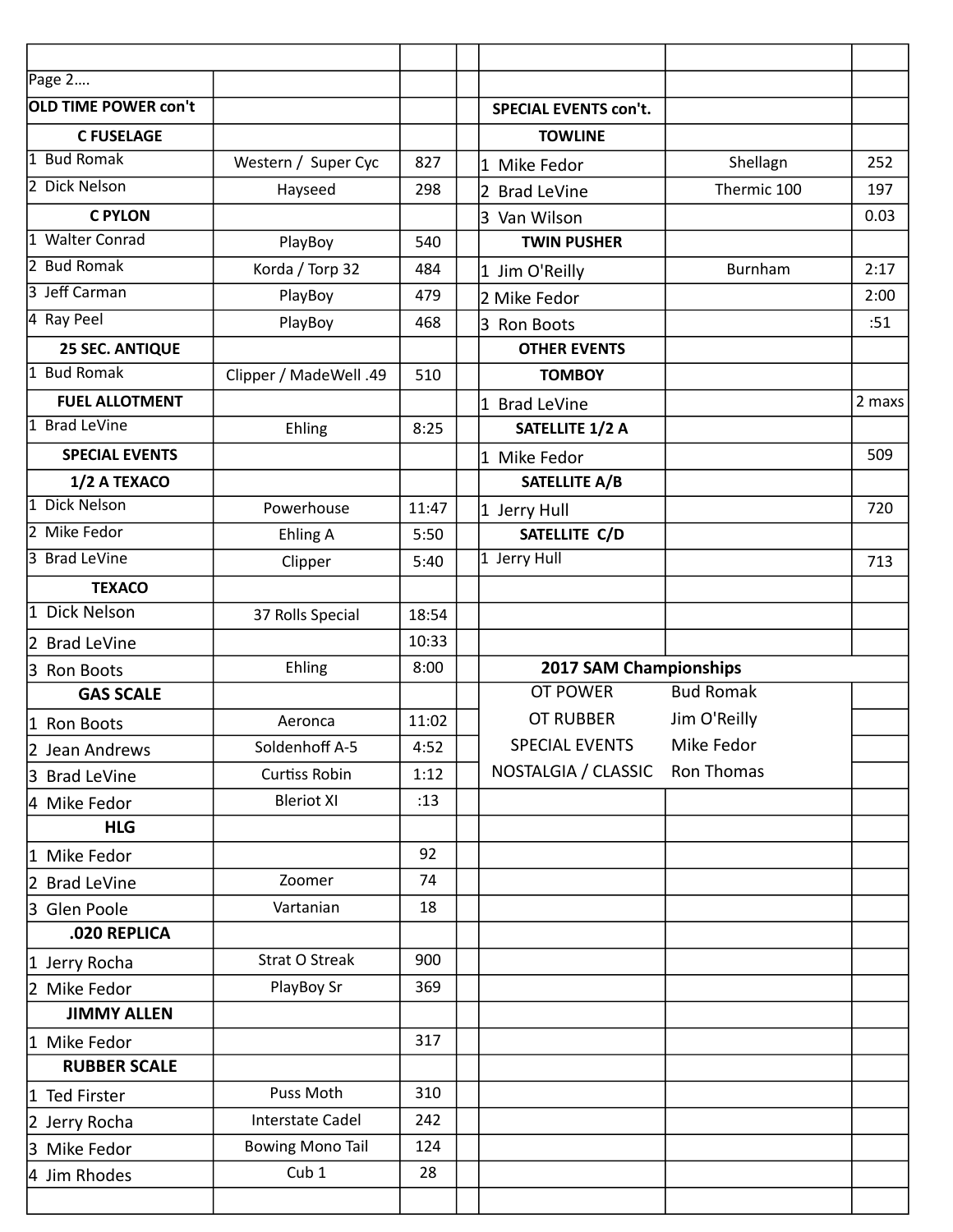Page 2....

| | | |
|---|---|---|
| **OLD TIME POWER con't** | | |
| **C FUSELAGE** | | |
| 1 Bud Romak | Western / Super Cyc | 827 |
| 2 Dick Nelson | Hayseed | 298 |
| **C PYLON** | | |
| 1 Walter Conrad | PlayBoy | 540 |
| 2 Bud Romak | Korda / Torp 32 | 484 |
| 3 Jeff Carman | PlayBoy | 479 |
| 4 Ray Peel | PlayBoy | 468 |
| **25 SEC. ANTIQUE** | | |
| 1 Bud Romak | Clipper / MadeWell .49 | 510 |
| **FUEL ALLOTMENT** | | |
| 1 Brad LeVine | Ehling | 8:25 |
| **SPECIAL EVENTS** | | |
| **1/2 A TEXACO** | | |
| 1 Dick Nelson | Powerhouse | 11:47 |
| 2 Mike Fedor | Ehling A | 5:50 |
| 3 Brad LeVine | Clipper | 5:40 |
| **TEXACO** | | |
| 1 Dick Nelson | 37 Rolls Special | 18:54 |
| 2 Brad LeVine | | 10:33 |
| 3 Ron Boots | Ehling | 8:00 |
| **GAS SCALE** | | |
| 1 Ron Boots | Aeronca | 11:02 |
| 2 Jean Andrews | Soldenhoff A-5 | 4:52 |
| 3 Brad LeVine | Curtiss Robin | 1:12 |
| 4 Mike Fedor | Bleriot XI | :13 |
| **HLG** | | |
| 1 Mike Fedor | | 92 |
| 2 Brad LeVine | Zoomer | 74 |
| 3 Glen Poole | Vartanian | 18 |
| **.020 REPLICA** | | |
| 1 Jerry Rocha | Strat O Streak | 900 |
| 2 Mike Fedor | PlayBoy Sr | 369 |
| **JIMMY ALLEN** | | |
| 1 Mike Fedor | | 317 |
| **RUBBER SCALE** | | |
| 1 Ted Firster | Puss Moth | 310 |
| 2 Jerry Rocha | Interstate Cadel | 242 |
| 3 Mike Fedor | Bowing Mono Tail | 124 |
| 4 Jim Rhodes | Cub 1 | 28 |

| | | |
|---|---|---|
| **SPECIAL EVENTS con't.** | | |
| **TOWLINE** | | |
| 1 Mike Fedor | Shellagn | 252 |
| 2 Brad LeVine | Thermic 100 | 197 |
| 3 Van Wilson | | 0.03 |
| **TWIN PUSHER** | | |
| 1 Jim O'Reilly | Burnham | 2:17 |
| 2 Mike Fedor | | 2:00 |
| 3 Ron Boots | | :51 |
| **OTHER EVENTS** | | |
| **TOMBOY** | | |
| 1 Brad LeVine | | 2 maxs |
| **SATELLITE 1/2 A** | | |
| 1 Mike Fedor | | 509 |
| **SATELLITE A/B** | | |
| 1 Jerry Hull | | 720 |
| **SATELLITE C/D** | | |
| 1 Jerry Hull | | 713 |

**2017 SAM Championships**

| | |
|---|---|
| OT POWER | Bud Romak |
| OT RUBBER | Jim O'Reilly |
| SPECIAL EVENTS | Mike Fedor |
| NOSTALGIA / CLASSIC | Ron Thomas |